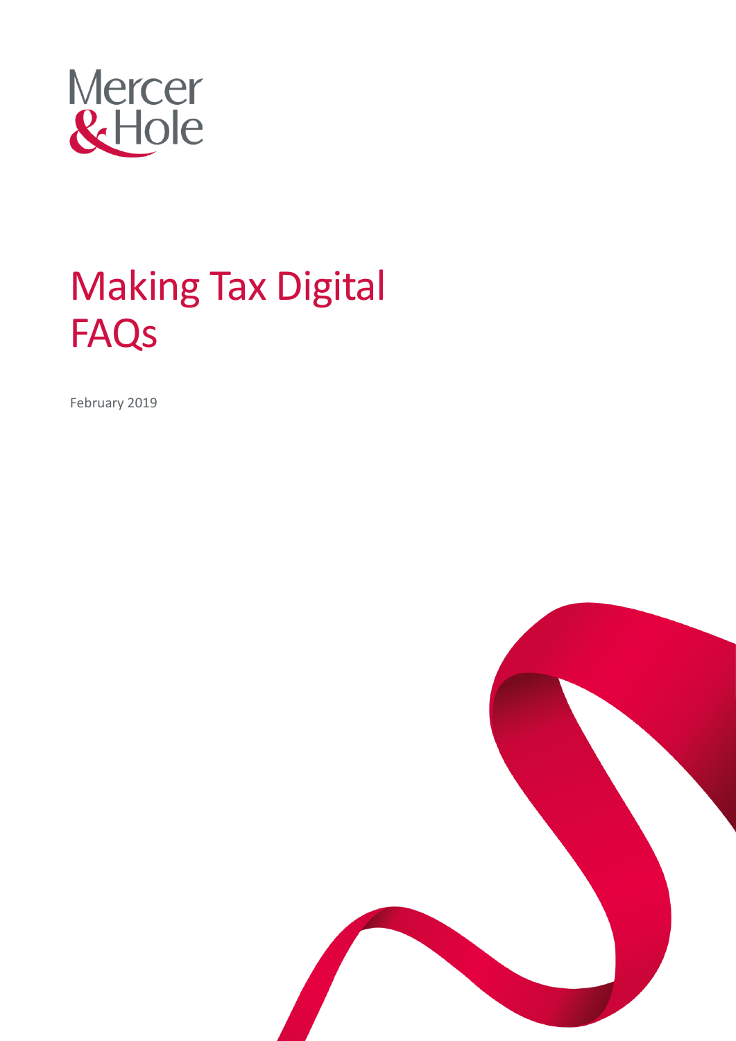Mercer & Hole

# Making Tax Digital FAQs

February 2019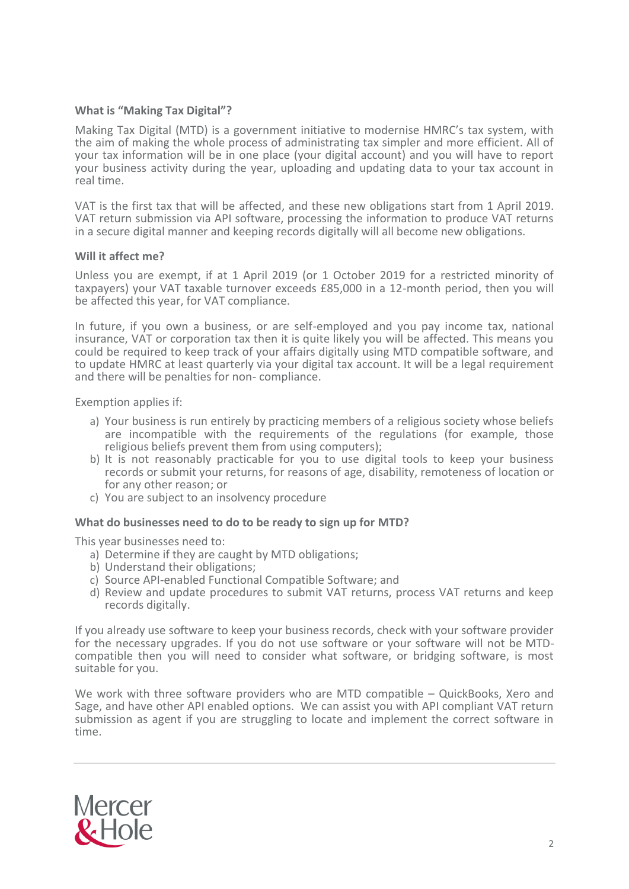### What is "Making Tax Digital"?

Making Tax Digital (MTD) is a government initiative to modernise HMRC's tax system, with the aim of making the whole process of administrating tax simpler and more efficient. All of your tax information will be in one place (your digital account) and you will have to report your business activity during the year, uploading and updating data to your tax account in real time.

VAT is the first tax that will be affected, and these new obligations start from 1 April 2019. VAT return submission via API software, processing the information to produce VAT returns in a secure digital manner and keeping records digitally will all become new obligations.

### Will it affect me?

Unless you are exempt, if at 1 April 2019 (or 1 October 2019 for a restricted minority of taxpayers) your VAT taxable turnover exceeds £85,000 in a 12-month period, then you will be affected this year, for VAT compliance.

In future, if you own a business, or are self-employed and you pay income tax, national insurance, VAT or corporation tax then it is quite likely you will be affected. This means you could be required to keep track of your affairs digitally using MTD compatible software, and to update HMRC at least quarterly via your digital tax account. It will be a legal requirement and there will be penalties for non- compliance.

Exemption applies if:

a) Your business is run entirely by practicing members of a religious society whose beliefs are incompatible with the requirements of the regulations (for example, those religious beliefs prevent them from using computers);
b) It is not reasonably practicable for you to use digital tools to keep your business records or submit your returns, for reasons of age, disability, remoteness of location or for any other reason; or
c) You are subject to an insolvency procedure

### What do businesses need to do to be ready to sign up for MTD?

This year businesses need to:

a) Determine if they are caught by MTD obligations;
b) Understand their obligations;
c) Source API-enabled Functional Compatible Software; and
d) Review and update procedures to submit VAT returns, process VAT returns and keep records digitally.

If you already use software to keep your business records, check with your software provider for the necessary upgrades. If you do not use software or your software will not be MTD-compatible then you will need to consider what software, or bridging software, is most suitable for you.

We work with three software providers who are MTD compatible – QuickBooks, Xero and Sage, and have other API enabled options. We can assist you with API compliant VAT return submission as agent if you are struggling to locate and implement the correct software in time.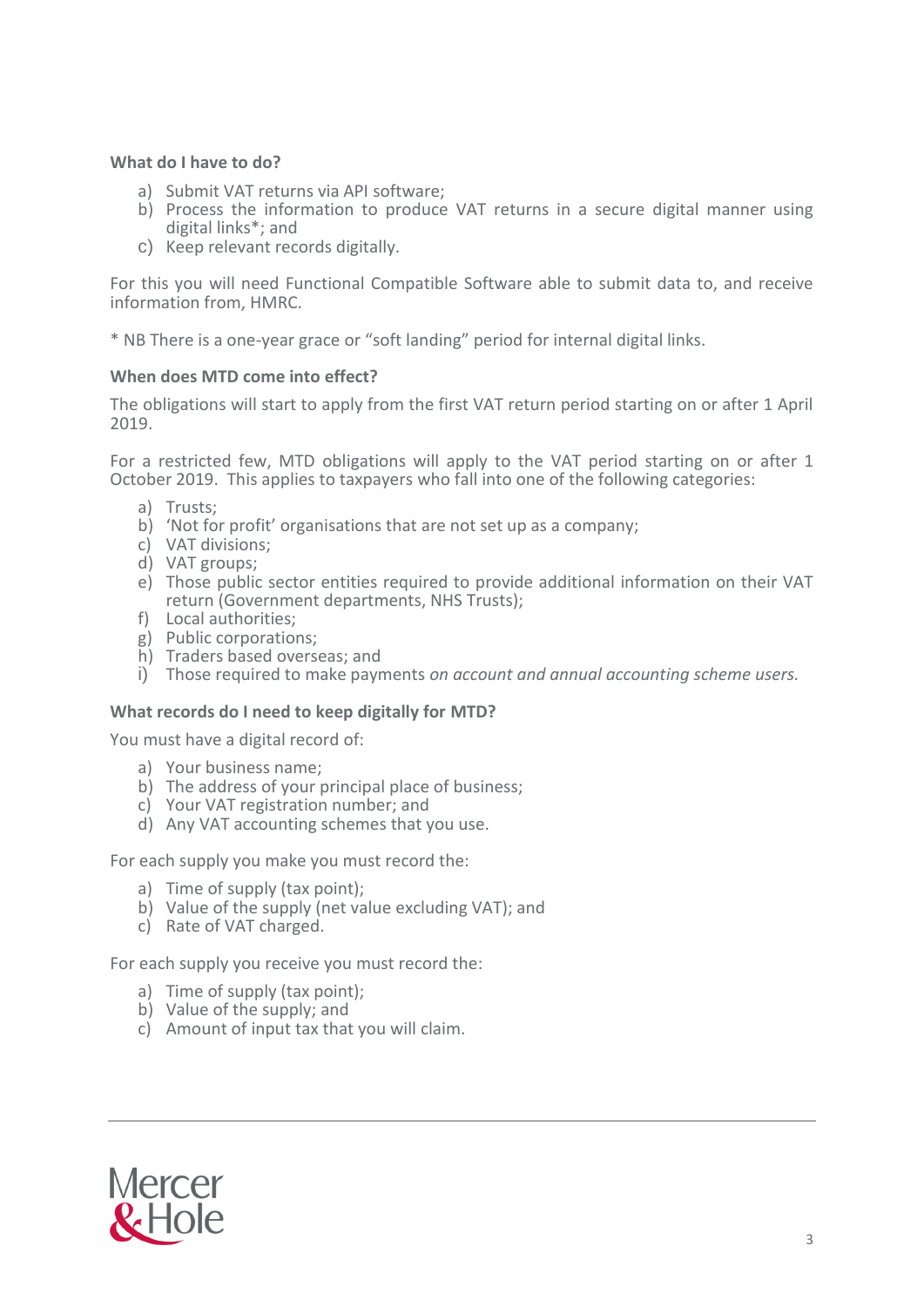**What do I have to do?**

a) Submit VAT returns via API software;
b) Process the information to produce VAT returns in a secure digital manner using digital links*; and
c) Keep relevant records digitally.

For this you will need Functional Compatible Software able to submit data to, and receive information from, HMRC.

* NB There is a one-year grace or "soft landing" period for internal digital links.

**When does MTD come into effect?**

The obligations will start to apply from the first VAT return period starting on or after 1 April 2019.

For a restricted few, MTD obligations will apply to the VAT period starting on or after 1 October 2019. This applies to taxpayers who fall into one of the following categories:

a) Trusts;
b) 'Not for profit' organisations that are not set up as a company;
c) VAT divisions;
d) VAT groups;
e) Those public sector entities required to provide additional information on their VAT return (Government departments, NHS Trusts);
f) Local authorities;
g) Public corporations;
h) Traders based overseas; and
i) Those required to make payments *on account and annual accounting scheme users.*

**What records do I need to keep digitally for MTD?**

You must have a digital record of:

a) Your business name;
b) The address of your principal place of business;
c) Your VAT registration number; and
d) Any VAT accounting schemes that you use.

For each supply you make you must record the:

a) Time of supply (tax point);
b) Value of the supply (net value excluding VAT); and
c) Rate of VAT charged.

For each supply you receive you must record the:

a) Time of supply (tax point);
b) Value of the supply; and
c) Amount of input tax that you will claim.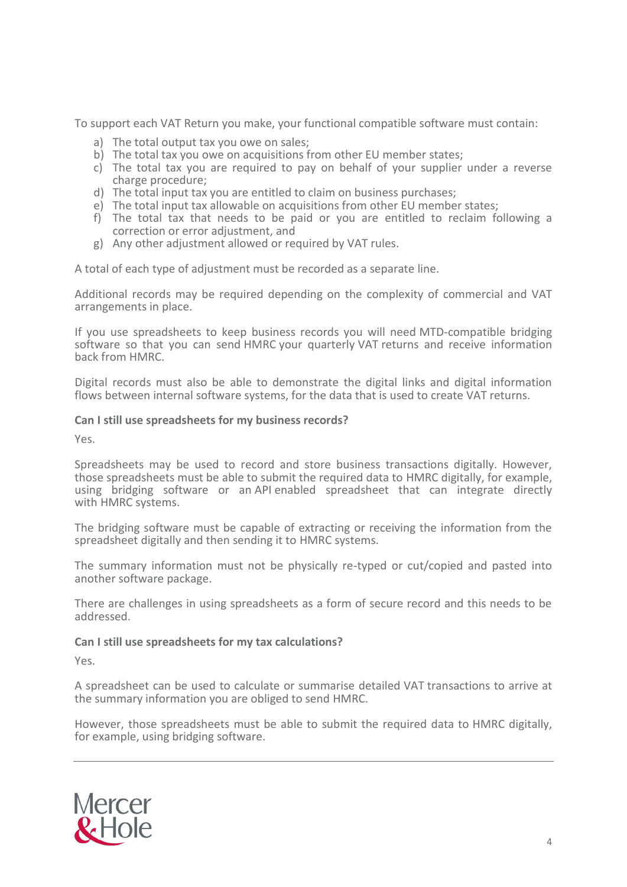To support each VAT Return you make, your functional compatible software must contain:

a) The total output tax you owe on sales;
b) The total tax you owe on acquisitions from other EU member states;
c) The total tax you are required to pay on behalf of your supplier under a reverse charge procedure;
d) The total input tax you are entitled to claim on business purchases;
e) The total input tax allowable on acquisitions from other EU member states;
f) The total tax that needs to be paid or you are entitled to reclaim following a correction or error adjustment, and
g) Any other adjustment allowed or required by VAT rules.

A total of each type of adjustment must be recorded as a separate line.

Additional records may be required depending on the complexity of commercial and VAT arrangements in place.

If you use spreadsheets to keep business records you will need MTD-compatible bridging software so that you can send HMRC your quarterly VAT returns and receive information back from HMRC.

Digital records must also be able to demonstrate the digital links and digital information flows between internal software systems, for the data that is used to create VAT returns.

**Can I still use spreadsheets for my business records?**

Yes.

Spreadsheets may be used to record and store business transactions digitally. However, those spreadsheets must be able to submit the required data to HMRC digitally, for example, using bridging software or an API enabled spreadsheet that can integrate directly with HMRC systems.

The bridging software must be capable of extracting or receiving the information from the spreadsheet digitally and then sending it to HMRC systems.

The summary information must not be physically re-typed or cut/copied and pasted into another software package.

There are challenges in using spreadsheets as a form of secure record and this needs to be addressed.

**Can I still use spreadsheets for my tax calculations?**

Yes.

A spreadsheet can be used to calculate or summarise detailed VAT transactions to arrive at the summary information you are obliged to send HMRC.

However, those spreadsheets must be able to submit the required data to HMRC digitally, for example, using bridging software.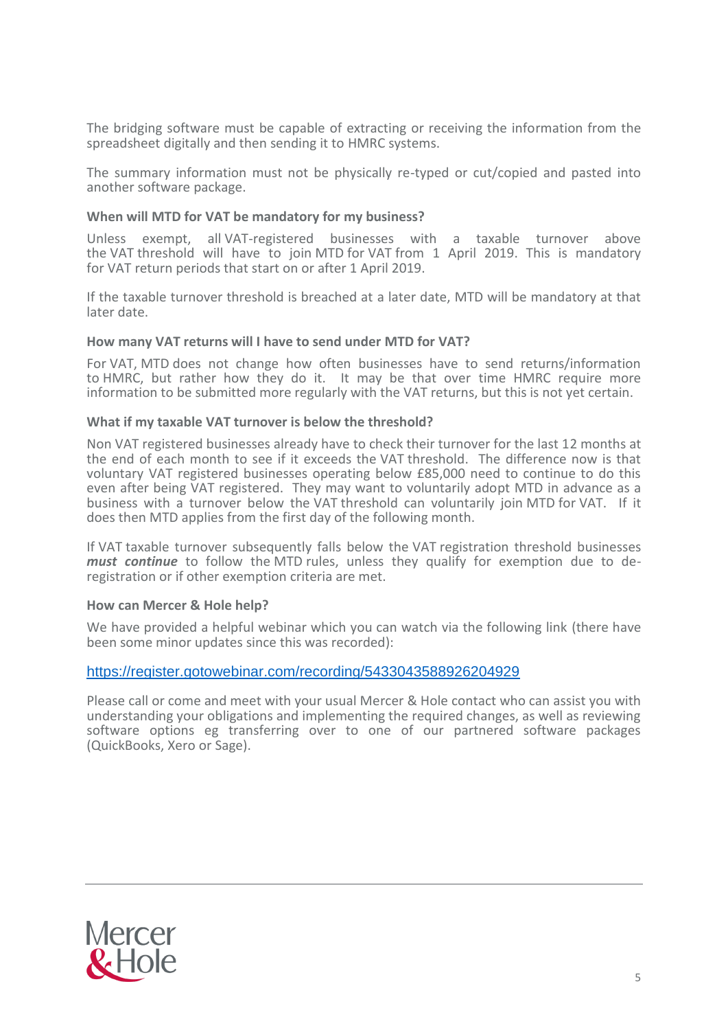The bridging software must be capable of extracting or receiving the information from the spreadsheet digitally and then sending it to HMRC systems.

The summary information must not be physically re-typed or cut/copied and pasted into another software package.

**When will MTD for VAT be mandatory for my business?**

Unless exempt, all VAT-registered businesses with a taxable turnover above the VAT threshold will have to join MTD for VAT from 1 April 2019. This is mandatory for VAT return periods that start on or after 1 April 2019.

If the taxable turnover threshold is breached at a later date, MTD will be mandatory at that later date.

**How many VAT returns will I have to send under MTD for VAT?**

For VAT, MTD does not change how often businesses have to send returns/information to HMRC, but rather how they do it. It may be that over time HMRC require more information to be submitted more regularly with the VAT returns, but this is not yet certain.

**What if my taxable VAT turnover is below the threshold?**

Non VAT registered businesses already have to check their turnover for the last 12 months at the end of each month to see if it exceeds the VAT threshold. The difference now is that voluntary VAT registered businesses operating below £85,000 need to continue to do this even after being VAT registered. They may want to voluntarily adopt MTD in advance as a business with a turnover below the VAT threshold can voluntarily join MTD for VAT. If it does then MTD applies from the first day of the following month.

If VAT taxable turnover subsequently falls below the VAT registration threshold businesses ***must continue*** to follow the MTD rules, unless they qualify for exemption due to de-registration or if other exemption criteria are met.

**How can Mercer & Hole help?**

We have provided a helpful webinar which you can watch via the following link (there have been some minor updates since this was recorded):

https://register.gotowebinar.com/recording/5433043588926204929

Please call or come and meet with your usual Mercer & Hole contact who can assist you with understanding your obligations and implementing the required changes, as well as reviewing software options eg transferring over to one of our partnered software packages (QuickBooks, Xero or Sage).